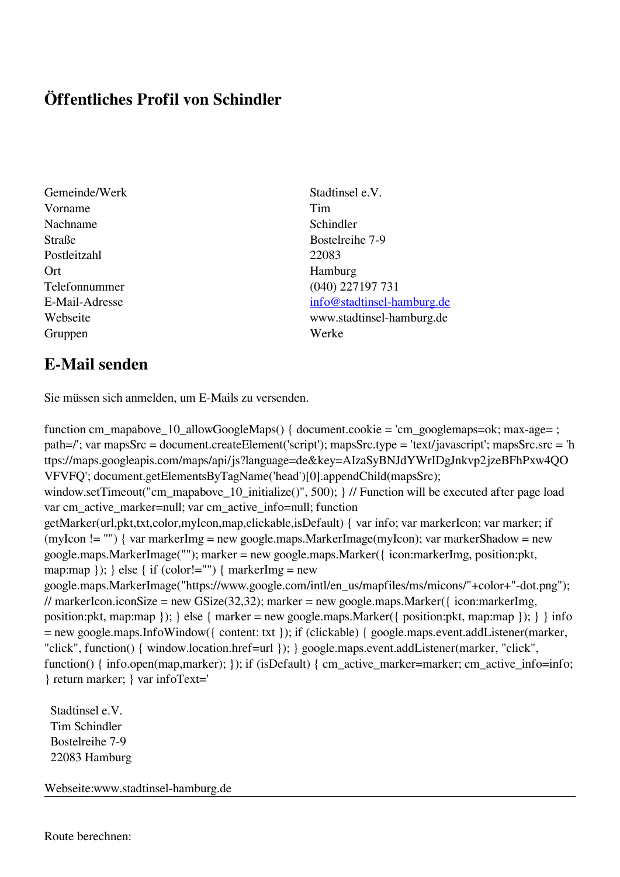# Öffentliches Profil von Schindler

| | |
|---|---|
| Gemeinde/Werk | Stadtinsel e.V. |
| Vorname | Tim |
| Nachname | Schindler |
| Straße | Bostelreihe 7-9 |
| Postleitzahl | 22083 |
| Ort | Hamburg |
| Telefonnummer | (040) 227197 731 |
| E-Mail-Adresse | info@stadtinsel-hamburg.de |
| Webseite | www.stadtinsel-hamburg.de |
| Gruppen | Werke |

## E-Mail senden

Sie müssen sich anmelden, um E-Mails zu versenden.

function cm_mapabove_10_allowGoogleMaps() { document.cookie = 'cm_googlemaps=ok; max-age= ; path=/'; var mapsSrc = document.createElement('script'); mapsSrc.type = 'text/javascript'; mapsSrc.src = 'https://maps.googleapis.com/maps/api/js?language=de&key=AIzaSyBNJdYWrIDgJnkvp2jzeBFhPxw4QOVFVFQ'; document.getElementsByTagName('head')[0].appendChild(mapsSrc); window.setTimeout("cm_mapabove_10_initialize()", 500); } // Function will be executed after page load var cm_active_marker=null; var cm_active_info=null; function getMarker(url,pkt,txt,color,myIcon,map,clickable,isDefault) { var info; var markerIcon; var marker; if (myIcon != "") { var markerImg = new google.maps.MarkerImage(myIcon); var markerShadow = new google.maps.MarkerImage(""); marker = new google.maps.Marker({ icon:markerImg, position:pkt, map:map }); } else { if (color!="") { markerImg = new google.maps.MarkerImage("https://www.google.com/intl/en_us/mapfiles/ms/micons/"+color+"-dot.png"); // markerIcon.iconSize = new GSize(32,32); marker = new google.maps.Marker({ icon:markerImg, position:pkt, map:map }); } else { marker = new google.maps.Marker({ position:pkt, map:map }); } } info = new google.maps.InfoWindow({ content: txt }); if (clickable) { google.maps.event.addListener(marker, "click", function() { window.location.href=url }); } google.maps.event.addListener(marker, "click", function() { info.open(map,marker); }); if (isDefault) { cm_active_marker=marker; cm_active_info=info; } return marker; } var infoText='

Stadtinsel e.V.  
Tim Schindler  
Bostelreihe 7-9  
22083 Hamburg

Webseite:www.stadtinsel-hamburg.de

---

Route berechnen: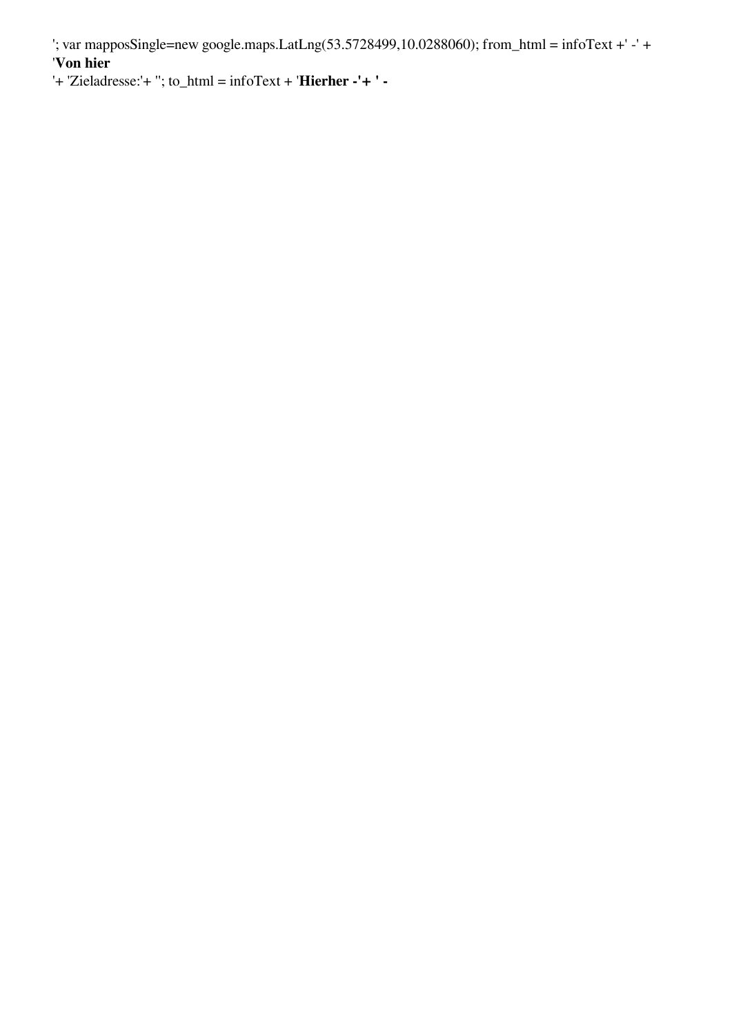'; var mapposSingle=new google.maps.LatLng(53.5728499,10.0288060); from_html = infoText +' -' +
'**Von hier**
'+ 'Zieladresse:'+ ''; to_html = infoText + '**Hierher -'+ ' -**